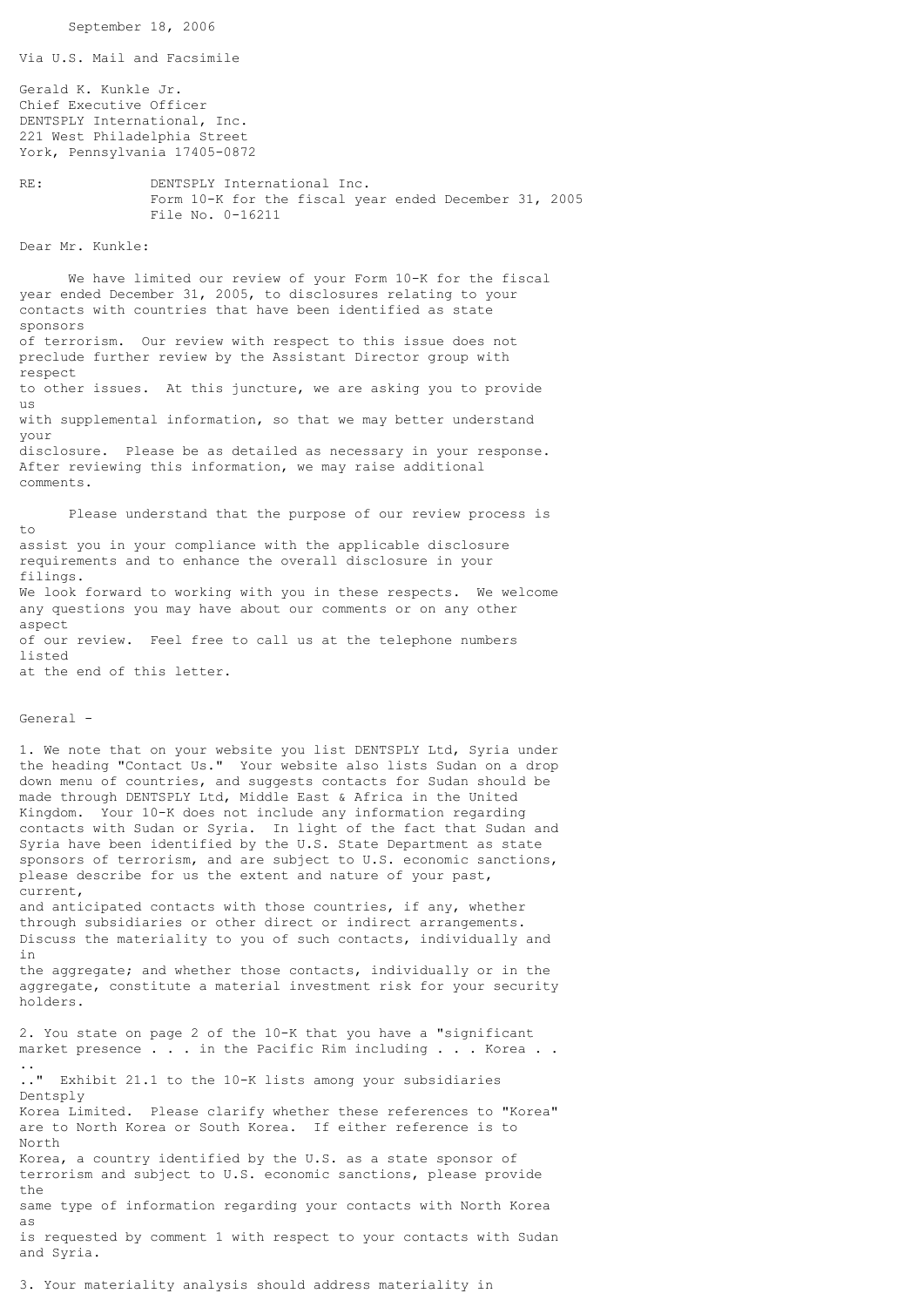September 18, 2006

Via U.S. Mail and Facsimile

Gerald K. Kunkle Jr.
Chief Executive Officer
DENTSPLY International, Inc.
221 West Philadelphia Street
York, Pennsylvania 17405-0872

RE: DENTSPLY International Inc.
Form 10-K for the fiscal year ended December 31, 2005
File No. 0-16211

Dear Mr. Kunkle:

We have limited our review of your Form 10-K for the fiscal year ended December 31, 2005, to disclosures relating to your contacts with countries that have been identified as state sponsors of terrorism. Our review with respect to this issue does not preclude further review by the Assistant Director group with respect to other issues. At this juncture, we are asking you to provide us with supplemental information, so that we may better understand your disclosure. Please be as detailed as necessary in your response. After reviewing this information, we may raise additional comments.

Please understand that the purpose of our review process is to assist you in your compliance with the applicable disclosure requirements and to enhance the overall disclosure in your filings. We look forward to working with you in these respects. We welcome any questions you may have about our comments or on any other aspect of our review. Feel free to call us at the telephone numbers listed at the end of this letter.

General -

1. We note that on your website you list DENTSPLY Ltd, Syria under the heading "Contact Us." Your website also lists Sudan on a drop down menu of countries, and suggests contacts for Sudan should be made through DENTSPLY Ltd, Middle East & Africa in the United Kingdom. Your 10-K does not include any information regarding contacts with Sudan or Syria. In light of the fact that Sudan and Syria have been identified by the U.S. State Department as state sponsors of terrorism, and are subject to U.S. economic sanctions, please describe for us the extent and nature of your past, current, and anticipated contacts with those countries, if any, whether through subsidiaries or other direct or indirect arrangements. Discuss the materiality to you of such contacts, individually and in the aggregate; and whether those contacts, individually or in the aggregate, constitute a material investment risk for your security holders.

2. You state on page 2 of the 10-K that you have a "significant market presence . . . in the Pacific Rim including . . . Korea . . . . ." Exhibit 21.1 to the 10-K lists among your subsidiaries Dentsply Korea Limited. Please clarify whether these references to "Korea" are to North Korea or South Korea. If either reference is to North Korea, a country identified by the U.S. as a state sponsor of terrorism and subject to U.S. economic sanctions, please provide the same type of information regarding your contacts with North Korea as is requested by comment 1 with respect to your contacts with Sudan and Syria.

3. Your materiality analysis should address materiality in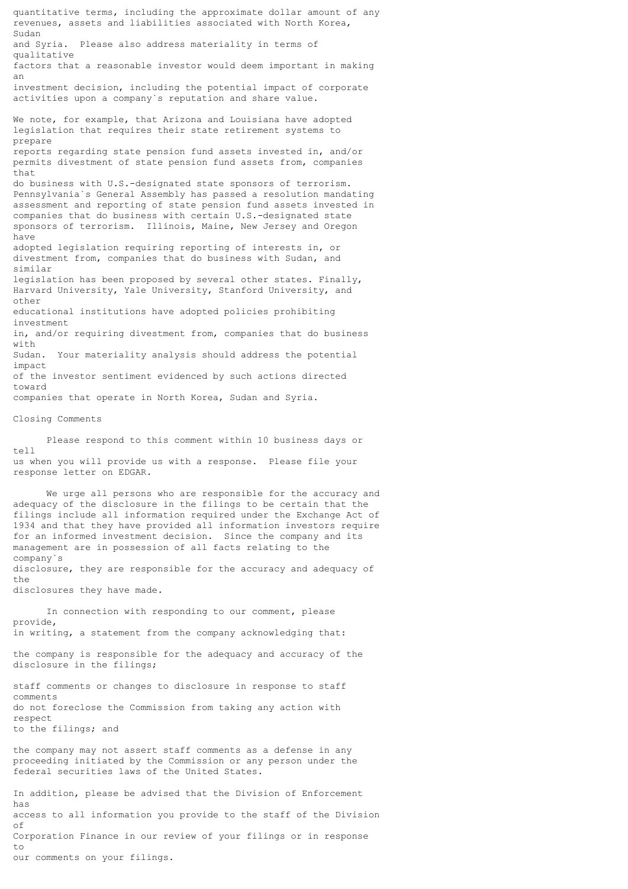quantitative terms, including the approximate dollar amount of any revenues, assets and liabilities associated with North Korea, Sudan and Syria. Please also address materiality in terms of qualitative factors that a reasonable investor would deem important in making an investment decision, including the potential impact of corporate activities upon a company`s reputation and share value.

We note, for example, that Arizona and Louisiana have adopted legislation that requires their state retirement systems to prepare reports regarding state pension fund assets invested in, and/or permits divestment of state pension fund assets from, companies that do business with U.S.-designated state sponsors of terrorism. Pennsylvania`s General Assembly has passed a resolution mandating assessment and reporting of state pension fund assets invested in companies that do business with certain U.S.-designated state sponsors of terrorism. Illinois, Maine, New Jersey and Oregon have adopted legislation requiring reporting of interests in, or divestment from, companies that do business with Sudan, and similar legislation has been proposed by several other states. Finally, Harvard University, Yale University, Stanford University, and other educational institutions have adopted policies prohibiting investment in, and/or requiring divestment from, companies that do business with Sudan. Your materiality analysis should address the potential impact of the investor sentiment evidenced by such actions directed toward companies that operate in North Korea, Sudan and Syria.

## Closing Comments

Please respond to this comment within 10 business days or tell us when you will provide us with a response. Please file your response letter on EDGAR.

We urge all persons who are responsible for the accuracy and adequacy of the disclosure in the filings to be certain that the filings include all information required under the Exchange Act of 1934 and that they have provided all information investors require for an informed investment decision. Since the company and its management are in possession of all facts relating to the company`s disclosure, they are responsible for the accuracy and adequacy of the disclosures they have made.

In connection with responding to our comment, please provide, in writing, a statement from the company acknowledging that:

the company is responsible for the adequacy and accuracy of the disclosure in the filings;

staff comments or changes to disclosure in response to staff comments do not foreclose the Commission from taking any action with respect to the filings; and

the company may not assert staff comments as a defense in any proceeding initiated by the Commission or any person under the federal securities laws of the United States.

In addition, please be advised that the Division of Enforcement has access to all information you provide to the staff of the Division of Corporation Finance in our review of your filings or in response to our comments on your filings.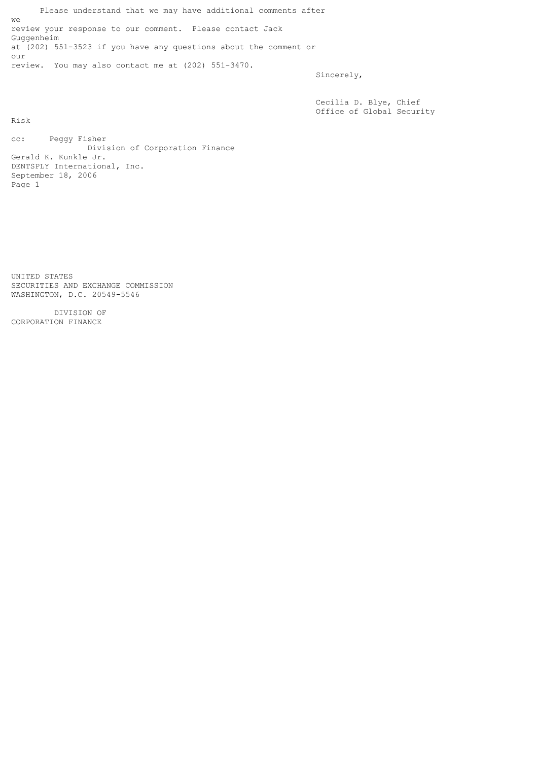Please understand that we may have additional comments after we review your response to our comment. Please contact Jack Guggenheim at (202) 551-3523 if you have any questions about the comment or our review. You may also contact me at (202) 551-3470.

Sincerely,

Cecilia D. Blye, Chief
Office of Global Security Risk

cc: Peggy Fisher
Division of Corporation Finance

Gerald K. Kunkle Jr.
DENTSPLY International, Inc.
September 18, 2006

UNITED STATES
SECURITIES AND EXCHANGE COMMISSION
WASHINGTON, D.C. 20549-5546

DIVISION OF
CORPORATION FINANCE